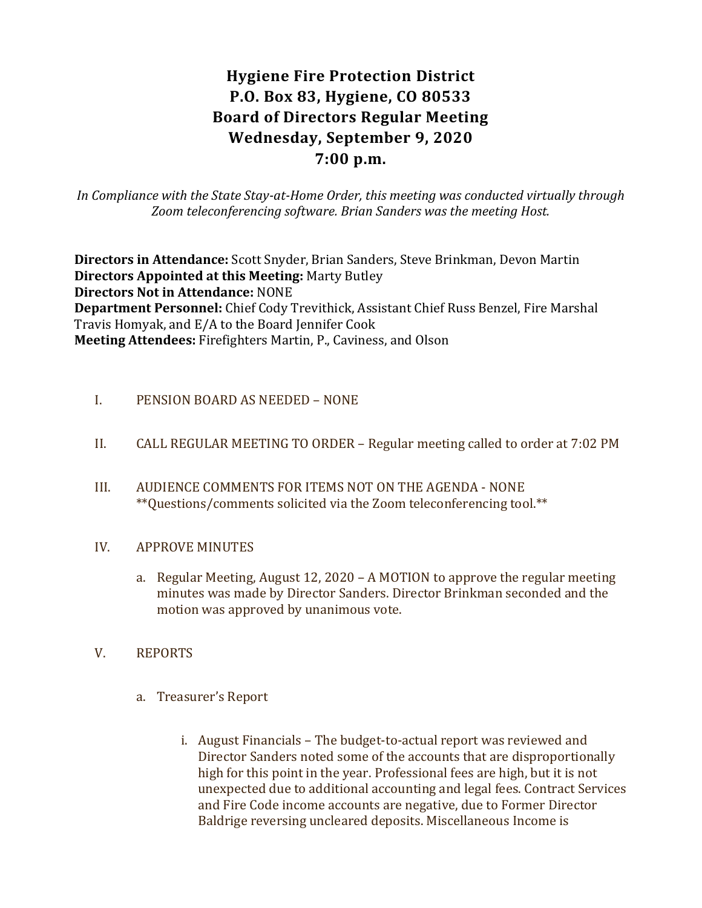# Hygiene Fire Protection District
# P.O. Box 83, Hygiene, CO 80533
# Board of Directors Regular Meeting
# Wednesday, September 9, 2020
# 7:00 p.m.

*In Compliance with the State Stay-at-Home Order, this meeting was conducted virtually through Zoom teleconferencing software. Brian Sanders was the meeting Host.*

**Directors in Attendance:** Scott Snyder, Brian Sanders, Steve Brinkman, Devon Martin
**Directors Appointed at this Meeting:** Marty Butley
**Directors Not in Attendance:** NONE
**Department Personnel:** Chief Cody Trevithick, Assistant Chief Russ Benzel, Fire Marshal Travis Homyak, and E/A to the Board Jennifer Cook
**Meeting Attendees:** Firefighters Martin, P., Caviness, and Olson

I. PENSION BOARD AS NEEDED – NONE

II. CALL REGULAR MEETING TO ORDER – Regular meeting called to order at 7:02 PM

III. AUDIENCE COMMENTS FOR ITEMS NOT ON THE AGENDA - NONE
**Questions/comments solicited via the Zoom teleconferencing tool.**

IV. APPROVE MINUTES

a. Regular Meeting, August 12, 2020 – A MOTION to approve the regular meeting minutes was made by Director Sanders. Director Brinkman seconded and the motion was approved by unanimous vote.

V. REPORTS

a. Treasurer's Report

i. August Financials – The budget-to-actual report was reviewed and Director Sanders noted some of the accounts that are disproportionally high for this point in the year. Professional fees are high, but it is not unexpected due to additional accounting and legal fees. Contract Services and Fire Code income accounts are negative, due to Former Director Baldrige reversing uncleared deposits. Miscellaneous Income is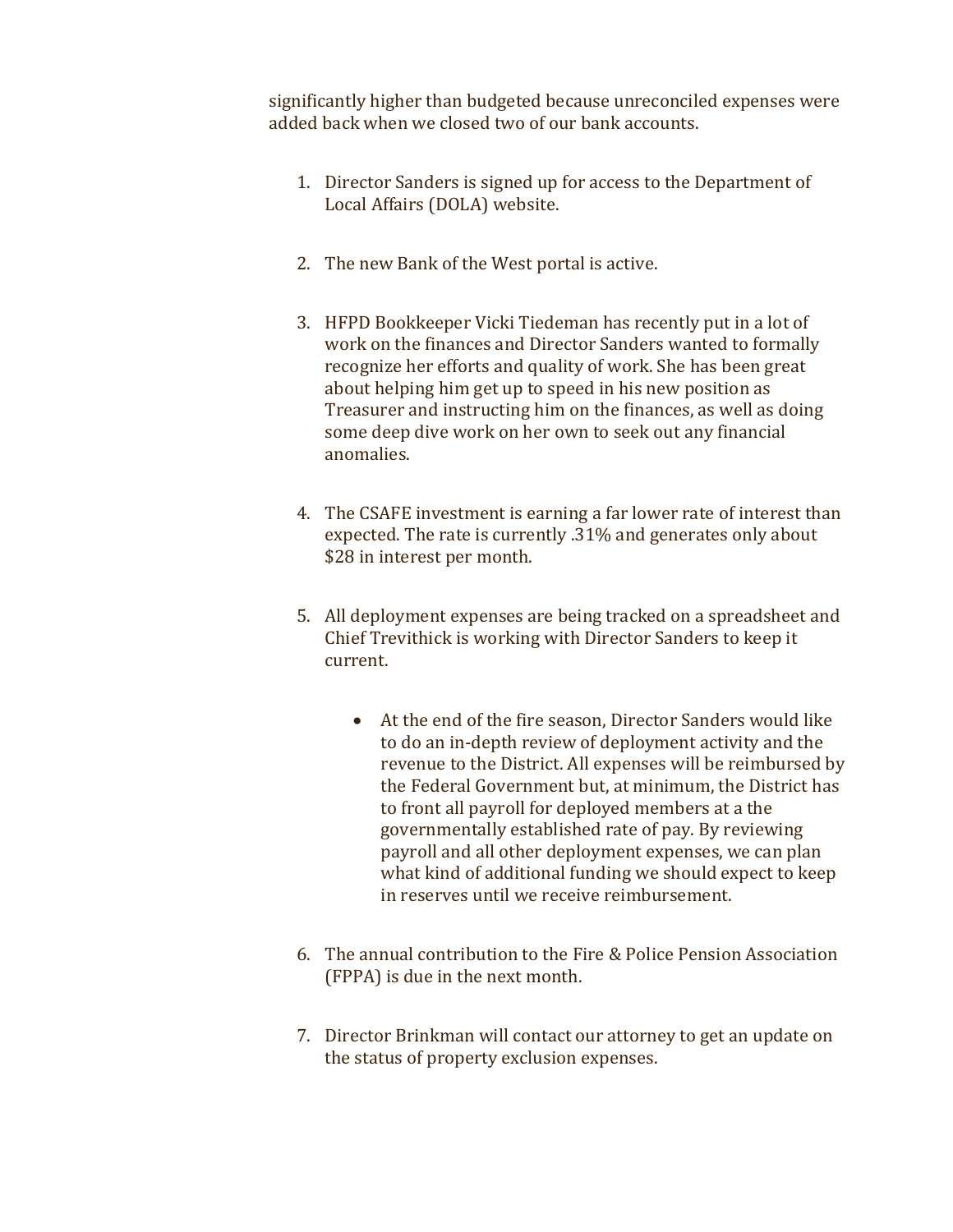significantly higher than budgeted because unreconciled expenses were added back when we closed two of our bank accounts.

1. Director Sanders is signed up for access to the Department of Local Affairs (DOLA) website.

2. The new Bank of the West portal is active.

3. HFPD Bookkeeper Vicki Tiedeman has recently put in a lot of work on the finances and Director Sanders wanted to formally recognize her efforts and quality of work. She has been great about helping him get up to speed in his new position as Treasurer and instructing him on the finances, as well as doing some deep dive work on her own to seek out any financial anomalies.

4. The CSAFE investment is earning a far lower rate of interest than expected. The rate is currently .31% and generates only about $28 in interest per month.

5. All deployment expenses are being tracked on a spreadsheet and Chief Trevithick is working with Director Sanders to keep it current.

    - At the end of the fire season, Director Sanders would like to do an in-depth review of deployment activity and the revenue to the District. All expenses will be reimbursed by the Federal Government but, at minimum, the District has to front all payroll for deployed members at a the governmentally established rate of pay. By reviewing payroll and all other deployment expenses, we can plan what kind of additional funding we should expect to keep in reserves until we receive reimbursement.

6. The annual contribution to the Fire & Police Pension Association (FPPA) is due in the next month.

7. Director Brinkman will contact our attorney to get an update on the status of property exclusion expenses.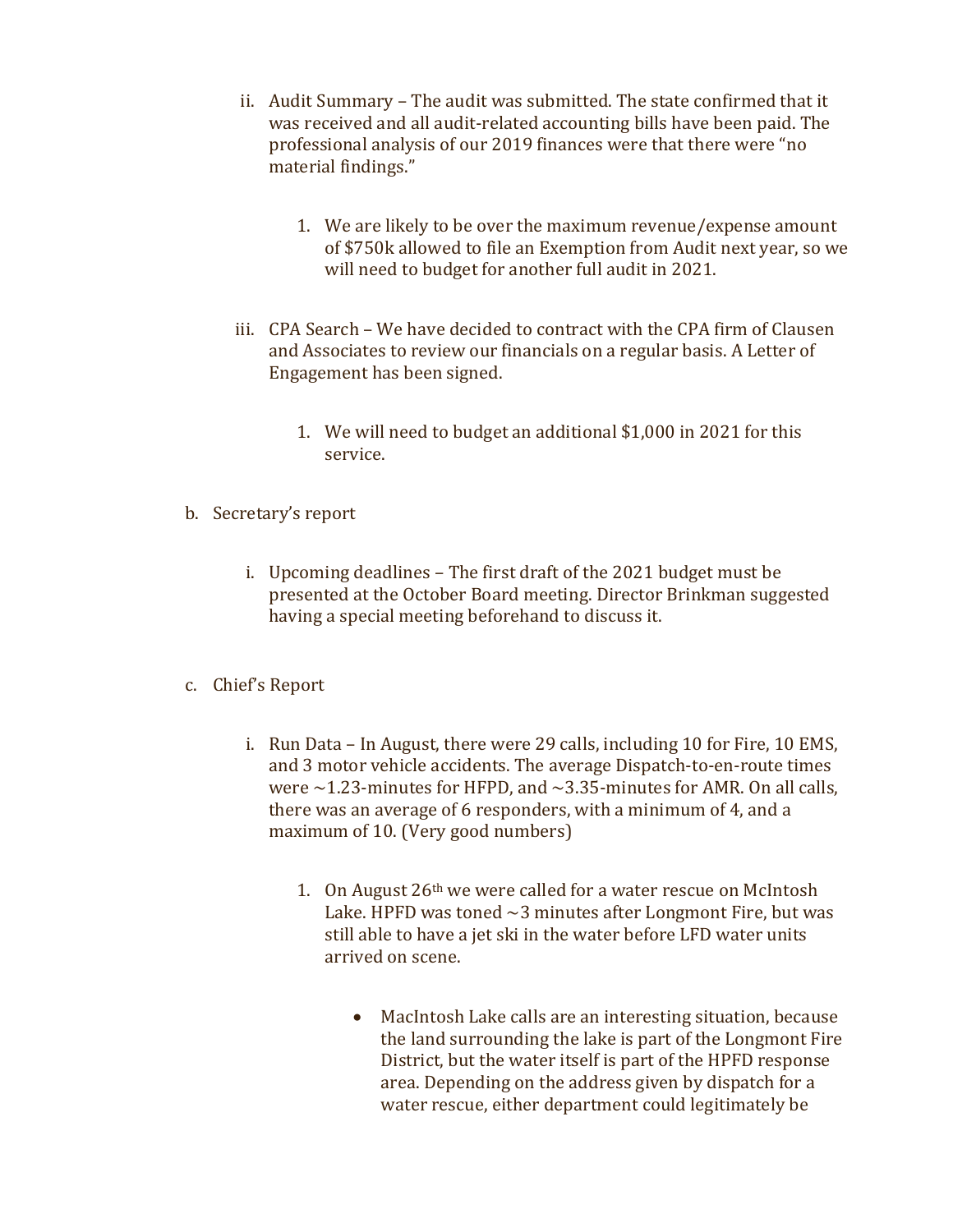ii. Audit Summary – The audit was submitted. The state confirmed that it was received and all audit-related accounting bills have been paid. The professional analysis of our 2019 finances were that there were "no material findings."

      1. We are likely to be over the maximum revenue/expense amount of $750k allowed to file an Exemption from Audit next year, so we will need to budget for another full audit in 2021.

   iii. CPA Search – We have decided to contract with the CPA firm of Clausen and Associates to review our financials on a regular basis. A Letter of Engagement has been signed.

      1. We will need to budget an additional $1,000 in 2021 for this service.

b. Secretary's report

   i. Upcoming deadlines – The first draft of the 2021 budget must be presented at the October Board meeting. Director Brinkman suggested having a special meeting beforehand to discuss it.

c. Chief's Report

   i. Run Data – In August, there were 29 calls, including 10 for Fire, 10 EMS, and 3 motor vehicle accidents. The average Dispatch-to-en-route times were ~1.23-minutes for HFPD, and ~3.35-minutes for AMR. On all calls, there was an average of 6 responders, with a minimum of 4, and a maximum of 10. (Very good numbers)

      1. On August 26th we were called for a water rescue on McIntosh Lake. HPFD was toned ~3 minutes after Longmont Fire, but was still able to have a jet ski in the water before LFD water units arrived on scene.

         - MacIntosh Lake calls are an interesting situation, because the land surrounding the lake is part of the Longmont Fire District, but the water itself is part of the HPFD response area. Depending on the address given by dispatch for a water rescue, either department could legitimately be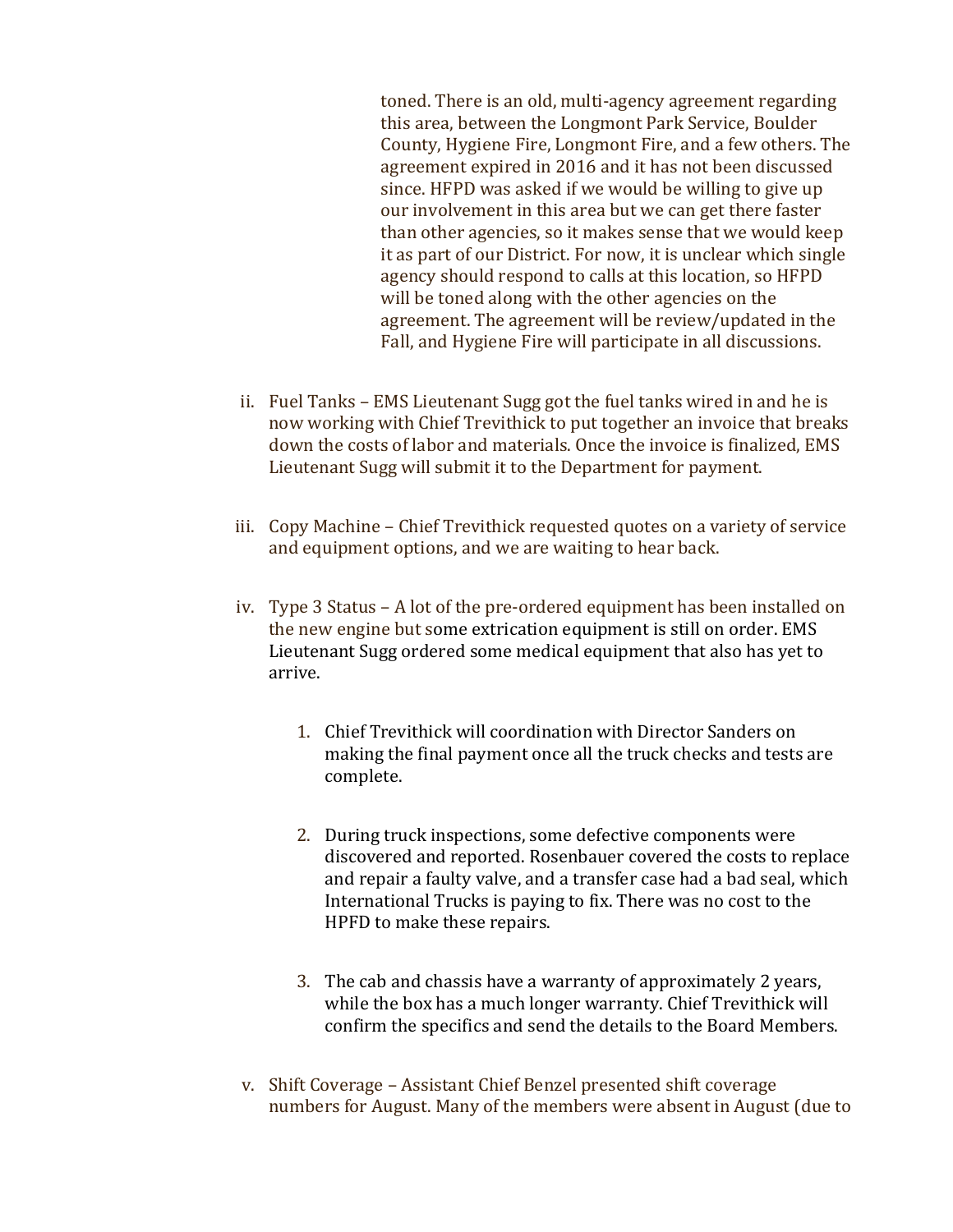toned. There is an old, multi-agency agreement regarding this area, between the Longmont Park Service, Boulder County, Hygiene Fire, Longmont Fire, and a few others. The agreement expired in 2016 and it has not been discussed since. HFPD was asked if we would be willing to give up our involvement in this area but we can get there faster than other agencies, so it makes sense that we would keep it as part of our District. For now, it is unclear which single agency should respond to calls at this location, so HFPD will be toned along with the other agencies on the agreement. The agreement will be review/updated in the Fall, and Hygiene Fire will participate in all discussions.

ii. Fuel Tanks – EMS Lieutenant Sugg got the fuel tanks wired in and he is now working with Chief Trevithick to put together an invoice that breaks down the costs of labor and materials. Once the invoice is finalized, EMS Lieutenant Sugg will submit it to the Department for payment.

iii. Copy Machine – Chief Trevithick requested quotes on a variety of service and equipment options, and we are waiting to hear back.

iv. Type 3 Status – A lot of the pre-ordered equipment has been installed on the new engine but some extrication equipment is still on order. EMS Lieutenant Sugg ordered some medical equipment that also has yet to arrive.

  1. Chief Trevithick will coordination with Director Sanders on making the final payment once all the truck checks and tests are complete.

  2. During truck inspections, some defective components were discovered and reported. Rosenbauer covered the costs to replace and repair a faulty valve, and a transfer case had a bad seal, which International Trucks is paying to fix. There was no cost to the HPFD to make these repairs.

  3. The cab and chassis have a warranty of approximately 2 years, while the box has a much longer warranty. Chief Trevithick will confirm the specifics and send the details to the Board Members.

v. Shift Coverage – Assistant Chief Benzel presented shift coverage numbers for August. Many of the members were absent in August (due to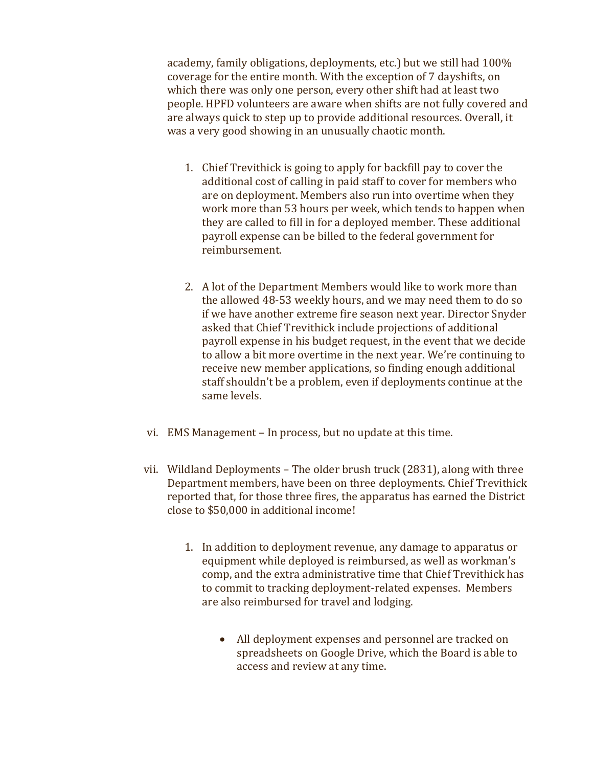academy, family obligations, deployments, etc.) but we still had 100% coverage for the entire month. With the exception of 7 dayshifts, on which there was only one person, every other shift had at least two people. HPFD volunteers are aware when shifts are not fully covered and are always quick to step up to provide additional resources. Overall, it was a very good showing in an unusually chaotic month.

1. Chief Trevithick is going to apply for backfill pay to cover the additional cost of calling in paid staff to cover for members who are on deployment. Members also run into overtime when they work more than 53 hours per week, which tends to happen when they are called to fill in for a deployed member. These additional payroll expense can be billed to the federal government for reimbursement.

2. A lot of the Department Members would like to work more than the allowed 48-53 weekly hours, and we may need them to do so if we have another extreme fire season next year. Director Snyder asked that Chief Trevithick include projections of additional payroll expense in his budget request, in the event that we decide to allow a bit more overtime in the next year. We're continuing to receive new member applications, so finding enough additional staff shouldn't be a problem, even if deployments continue at the same levels.

vi. EMS Management – In process, but no update at this time.

vii. Wildland Deployments – The older brush truck (2831), along with three Department members, have been on three deployments. Chief Trevithick reported that, for those three fires, the apparatus has earned the District close to $50,000 in additional income!

1. In addition to deployment revenue, any damage to apparatus or equipment while deployed is reimbursed, as well as workman's comp, and the extra administrative time that Chief Trevithick has to commit to tracking deployment-related expenses. Members are also reimbursed for travel and lodging.

    - All deployment expenses and personnel are tracked on spreadsheets on Google Drive, which the Board is able to access and review at any time.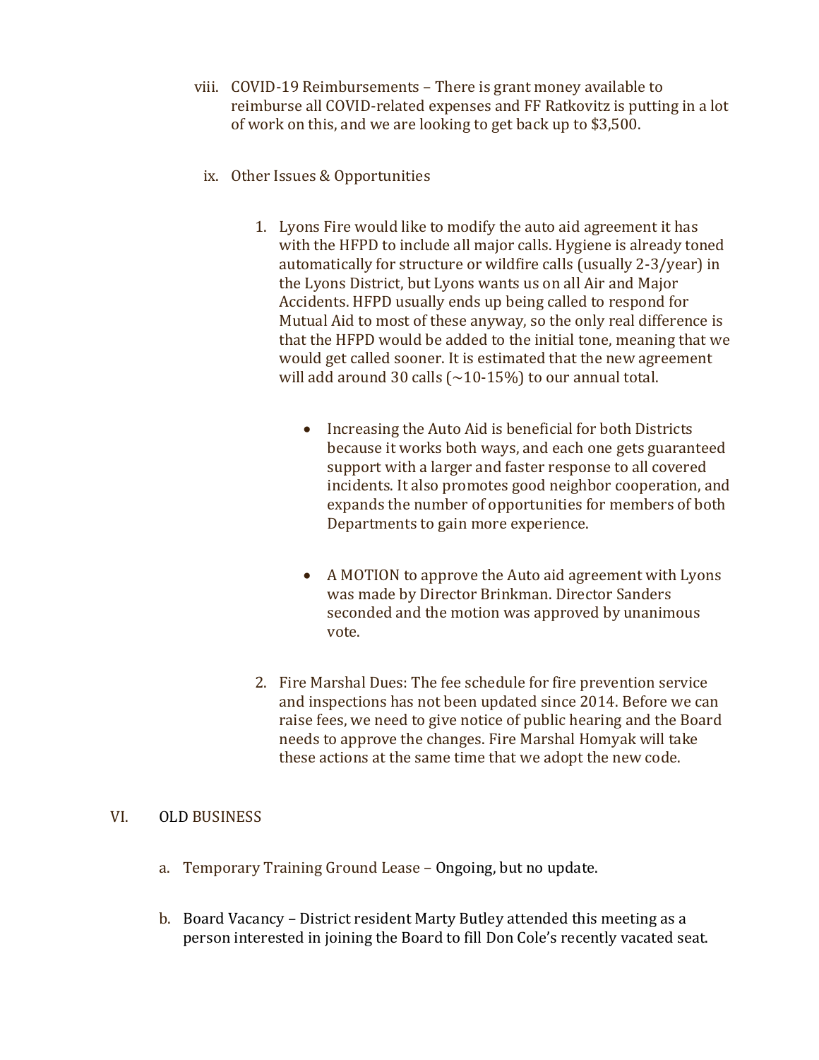viii. COVID-19 Reimbursements – There is grant money available to reimburse all COVID-related expenses and FF Ratkovitz is putting in a lot of work on this, and we are looking to get back up to $3,500.

ix. Other Issues & Opportunities

1. Lyons Fire would like to modify the auto aid agreement it has with the HFPD to include all major calls. Hygiene is already toned automatically for structure or wildfire calls (usually 2-3/year) in the Lyons District, but Lyons wants us on all Air and Major Accidents. HFPD usually ends up being called to respond for Mutual Aid to most of these anyway, so the only real difference is that the HFPD would be added to the initial tone, meaning that we would get called sooner. It is estimated that the new agreement will add around 30 calls (~10-15%) to our annual total.

   - Increasing the Auto Aid is beneficial for both Districts because it works both ways, and each one gets guaranteed support with a larger and faster response to all covered incidents. It also promotes good neighbor cooperation, and expands the number of opportunities for members of both Departments to gain more experience.

   - A MOTION to approve the Auto aid agreement with Lyons was made by Director Brinkman. Director Sanders seconded and the motion was approved by unanimous vote.

2. Fire Marshal Dues: The fee schedule for fire prevention service and inspections has not been updated since 2014. Before we can raise fees, we need to give notice of public hearing and the Board needs to approve the changes. Fire Marshal Homyak will take these actions at the same time that we adopt the new code.

## VI. OLD BUSINESS

a. Temporary Training Ground Lease – Ongoing, but no update.

b. Board Vacancy – District resident Marty Butley attended this meeting as a person interested in joining the Board to fill Don Cole's recently vacated seat.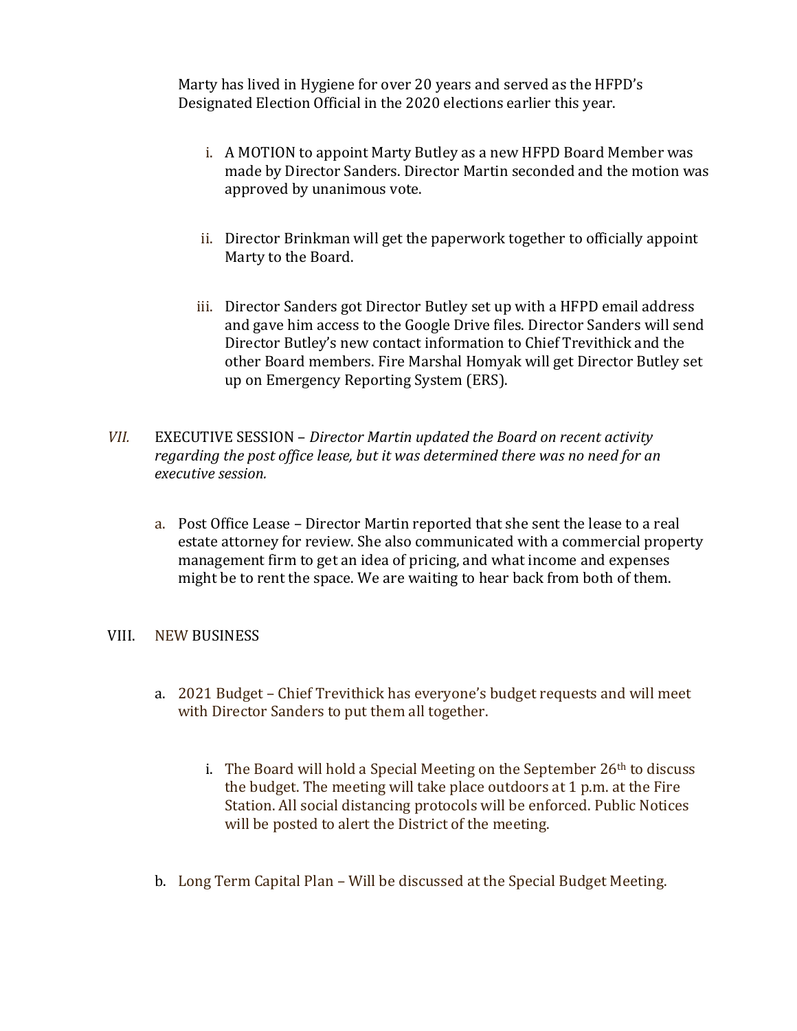Marty has lived in Hygiene for over 20 years and served as the HFPD's Designated Election Official in the 2020 elections earlier this year.

   i. A MOTION to appoint Marty Butley as a new HFPD Board Member was made by Director Sanders. Director Martin seconded and the motion was approved by unanimous vote.

   ii. Director Brinkman will get the paperwork together to officially appoint Marty to the Board.

   iii. Director Sanders got Director Butley set up with a HFPD email address and gave him access to the Google Drive files. Director Sanders will send Director Butley's new contact information to Chief Trevithick and the other Board members. Fire Marshal Homyak will get Director Butley set up on Emergency Reporting System (ERS).

*VII.* EXECUTIVE SESSION – *Director Martin updated the Board on recent activity regarding the post office lease, but it was determined there was no need for an executive session.*

   a. Post Office Lease – Director Martin reported that she sent the lease to a real estate attorney for review. She also communicated with a commercial property management firm to get an idea of pricing, and what income and expenses might be to rent the space. We are waiting to hear back from both of them.

VIII. NEW BUSINESS

   a. 2021 Budget – Chief Trevithick has everyone's budget requests and will meet with Director Sanders to put them all together.

      i. The Board will hold a Special Meeting on the September 26th to discuss the budget. The meeting will take place outdoors at 1 p.m. at the Fire Station. All social distancing protocols will be enforced. Public Notices will be posted to alert the District of the meeting.

   b. Long Term Capital Plan – Will be discussed at the Special Budget Meeting.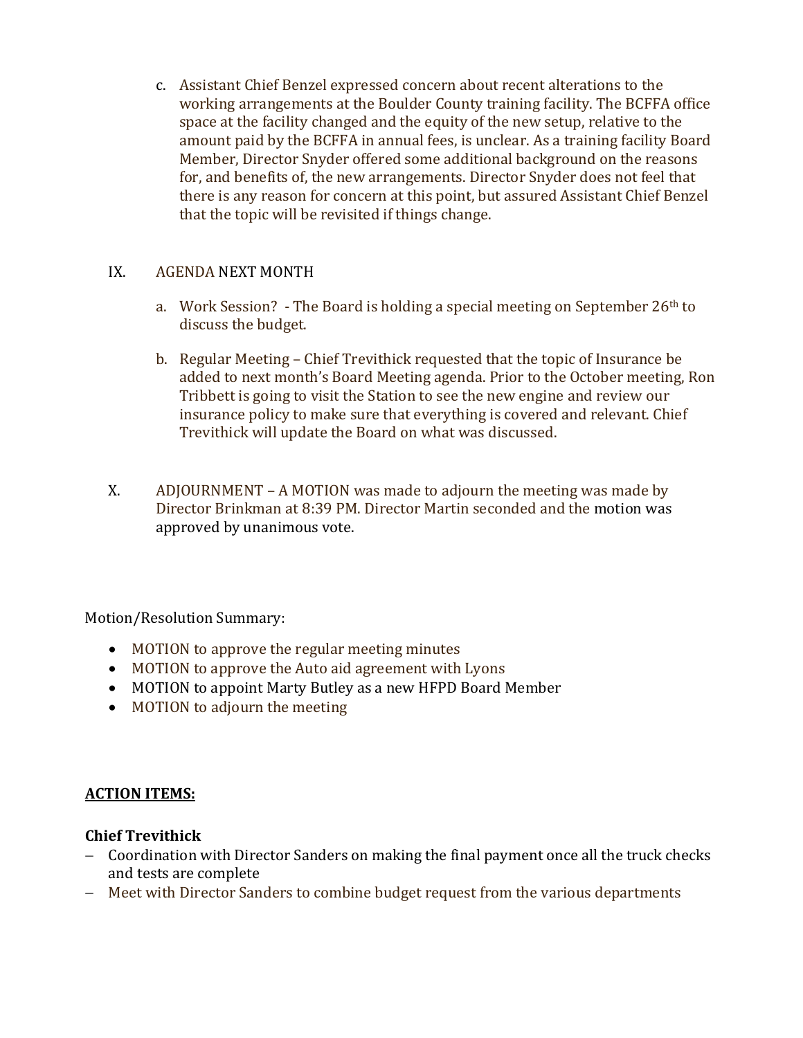c. Assistant Chief Benzel expressed concern about recent alterations to the working arrangements at the Boulder County training facility. The BCFFA office space at the facility changed and the equity of the new setup, relative to the amount paid by the BCFFA in annual fees, is unclear. As a training facility Board Member, Director Snyder offered some additional background on the reasons for, and benefits of, the new arrangements. Director Snyder does not feel that there is any reason for concern at this point, but assured Assistant Chief Benzel that the topic will be revisited if things change.

IX. AGENDA NEXT MONTH

a. Work Session? - The Board is holding a special meeting on September 26th to discuss the budget.

b. Regular Meeting – Chief Trevithick requested that the topic of Insurance be added to next month's Board Meeting agenda. Prior to the October meeting, Ron Tribbett is going to visit the Station to see the new engine and review our insurance policy to make sure that everything is covered and relevant. Chief Trevithick will update the Board on what was discussed.

X. ADJOURNMENT – A MOTION was made to adjourn the meeting was made by Director Brinkman at 8:39 PM. Director Martin seconded and the motion was approved by unanimous vote.

Motion/Resolution Summary:

- MOTION to approve the regular meeting minutes
- MOTION to approve the Auto aid agreement with Lyons
- MOTION to appoint Marty Butley as a new HFPD Board Member
- MOTION to adjourn the meeting

**ACTION ITEMS:**

**Chief Trevithick**

- Coordination with Director Sanders on making the final payment once all the truck checks and tests are complete
- Meet with Director Sanders to combine budget request from the various departments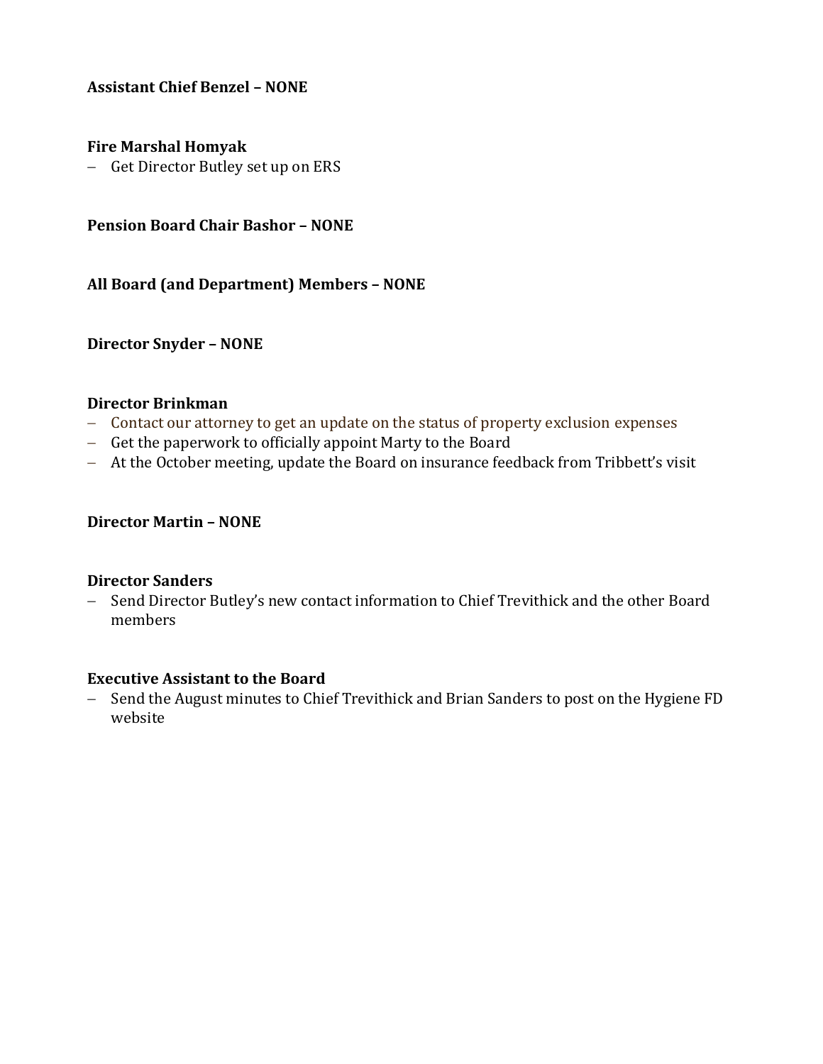**Assistant Chief Benzel – NONE**

**Fire Marshal Homyak**

- Get Director Butley set up on ERS

**Pension Board Chair Bashor – NONE**

**All Board (and Department) Members – NONE**

**Director Snyder – NONE**

**Director Brinkman**

- Contact our attorney to get an update on the status of property exclusion expenses
- Get the paperwork to officially appoint Marty to the Board
- At the October meeting, update the Board on insurance feedback from Tribbett's visit

**Director Martin – NONE**

**Director Sanders**

- Send Director Butley's new contact information to Chief Trevithick and the other Board members

**Executive Assistant to the Board**

- Send the August minutes to Chief Trevithick and Brian Sanders to post on the Hygiene FD website